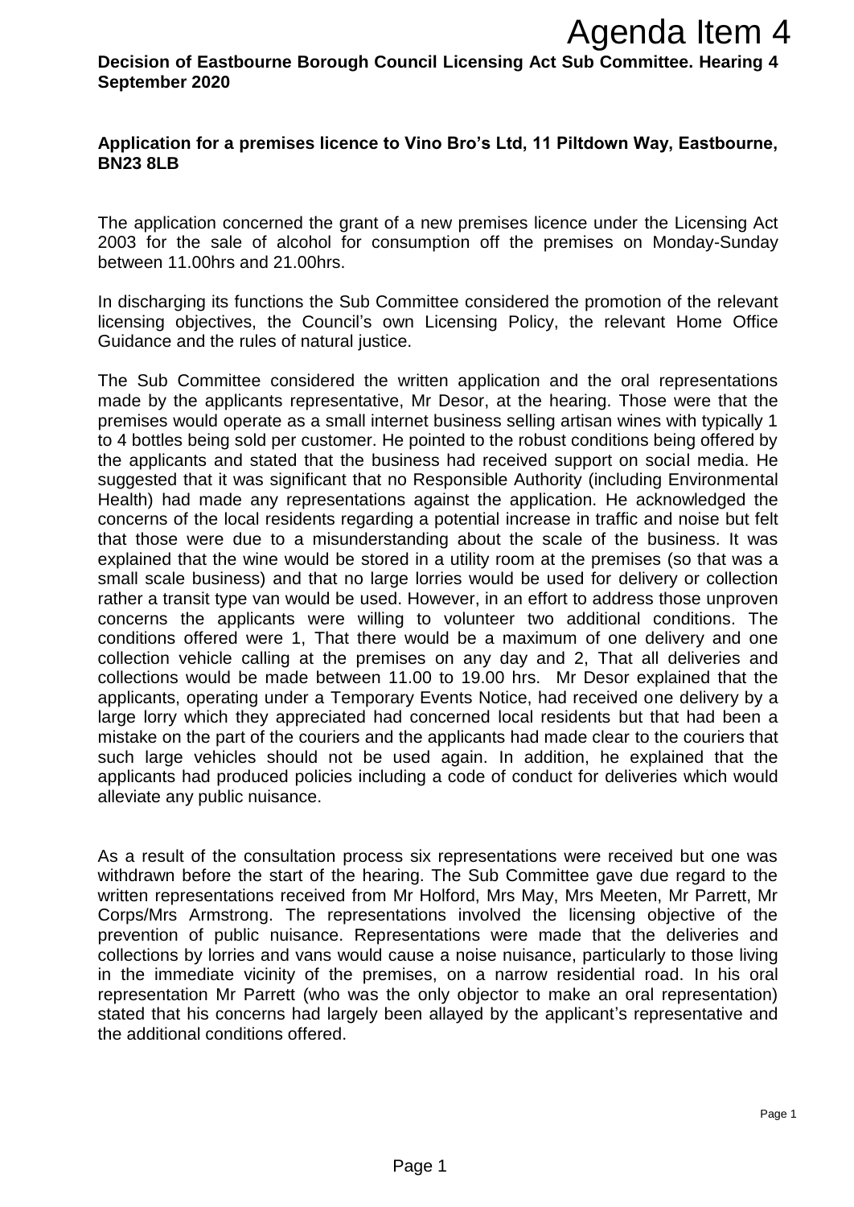# Agenda Item 4

**Decision of Eastbourne Borough Council Licensing Act Sub Committee. Hearing 4 September 2020**

**Application for a premises licence to Vino Bro's Ltd, 11 Piltdown Way, Eastbourne, BN23 8LB**

The application concerned the grant of a new premises licence under the Licensing Act 2003 for the sale of alcohol for consumption off the premises on Monday-Sunday between 11.00hrs and 21.00hrs.

In discharging its functions the Sub Committee considered the promotion of the relevant licensing objectives, the Council's own Licensing Policy, the relevant Home Office Guidance and the rules of natural justice.

The Sub Committee considered the written application and the oral representations made by the applicants representative, Mr Desor, at the hearing. Those were that the premises would operate as a small internet business selling artisan wines with typically 1 to 4 bottles being sold per customer. He pointed to the robust conditions being offered by the applicants and stated that the business had received support on social media. He suggested that it was significant that no Responsible Authority (including Environmental Health) had made any representations against the application. He acknowledged the concerns of the local residents regarding a potential increase in traffic and noise but felt that those were due to a misunderstanding about the scale of the business. It was explained that the wine would be stored in a utility room at the premises (so that was a small scale business) and that no large lorries would be used for delivery or collection rather a transit type van would be used. However, in an effort to address those unproven concerns the applicants were willing to volunteer two additional conditions. The conditions offered were 1, That there would be a maximum of one delivery and one collection vehicle calling at the premises on any day and 2, That all deliveries and collections would be made between 11.00 to 19.00 hrs. Mr Desor explained that the applicants, operating under a Temporary Events Notice, had received one delivery by a large lorry which they appreciated had concerned local residents but that had been a mistake on the part of the couriers and the applicants had made clear to the couriers that such large vehicles should not be used again. In addition, he explained that the applicants had produced policies including a code of conduct for deliveries which would alleviate any public nuisance.

As a result of the consultation process six representations were received but one was withdrawn before the start of the hearing. The Sub Committee gave due regard to the written representations received from Mr Holford, Mrs May, Mrs Meeten, Mr Parrett, Mr Corps/Mrs Armstrong. The representations involved the licensing objective of the prevention of public nuisance. Representations were made that the deliveries and collections by lorries and vans would cause a noise nuisance, particularly to those living in the immediate vicinity of the premises, on a narrow residential road. In his oral representation Mr Parrett (who was the only objector to make an oral representation) stated that his concerns had largely been allayed by the applicant's representative and the additional conditions offered.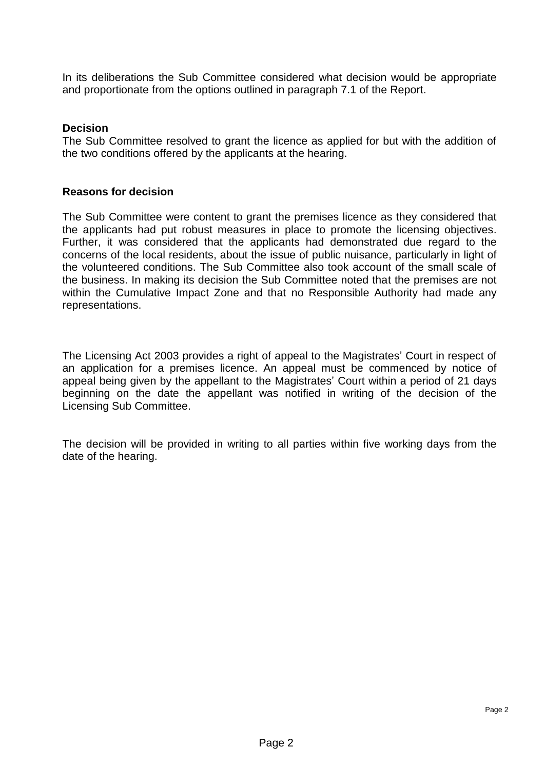In its deliberations the Sub Committee considered what decision would be appropriate and proportionate from the options outlined in paragraph 7.1 of the Report.

**Decision**

The Sub Committee resolved to grant the licence as applied for but with the addition of the two conditions offered by the applicants at the hearing.

**Reasons for decision**

The Sub Committee were content to grant the premises licence as they considered that the applicants had put robust measures in place to promote the licensing objectives. Further, it was considered that the applicants had demonstrated due regard to the concerns of the local residents, about the issue of public nuisance, particularly in light of the volunteered conditions. The Sub Committee also took account of the small scale of the business. In making its decision the Sub Committee noted that the premises are not within the Cumulative Impact Zone and that no Responsible Authority had made any representations.

The Licensing Act 2003 provides a right of appeal to the Magistrates' Court in respect of an application for a premises licence. An appeal must be commenced by notice of appeal being given by the appellant to the Magistrates' Court within a period of 21 days beginning on the date the appellant was notified in writing of the decision of the Licensing Sub Committee.

The decision will be provided in writing to all parties within five working days from the date of the hearing.